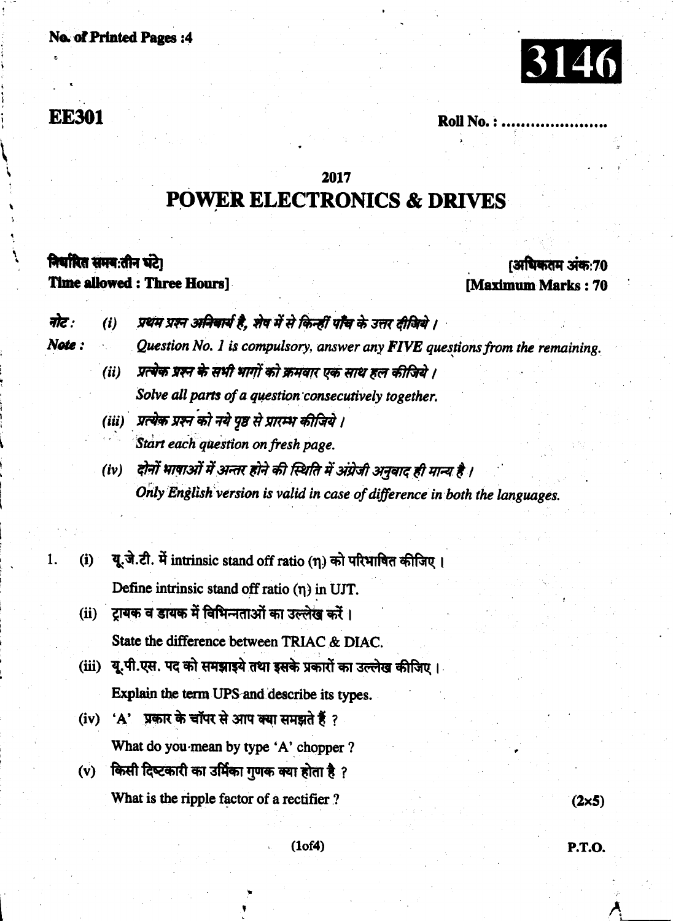**No. of Printed Pages :4**

**3146**

**EE301**

**Roll No. : ....................**

**2017**

# POWER ELECTRONICS & DRIVES

**निर्धारित समय:तीन घंटे]** **[अधिकतम अंक:70**

**Time allowed : Three Hours]** **[Maximum Marks : 70**

*नोट: (i) प्रथम प्रश्न अनिवार्य है, शेष में से किन्हीं पाँच के उत्तर दीजिये ।*

*Note : Question No. 1 is compulsory, answer any FIVE questions from the remaining.*

*(ii) प्रत्येक प्रश्न के सभी भागों को क्रमवार एक साथ हल कीजिये ।*

*Solve all parts of a question consecutively together.*

*(iii) प्रत्येक प्रश्न को नये पृष्ठ से प्रारम्भ कीजिये ।*

*Start each question on fresh page.*

*(iv) दोनों भाषाओं में अन्तर होने की स्थिति में अंग्रेजी अनुवाद ही मान्य है ।*

*Only English version is valid in case of difference in both the languages.*

1. (i) यू.जे.टी. में intrinsic stand off ratio ($\eta$) को परिभाषित कीजिए ।

   Define intrinsic stand off ratio ($\eta$) in UJT.

   (ii) ट्रायक व डायक में विभिन्नताओं का उल्लेख करें ।

   State the difference between TRIAC & DIAC.

   (iii) यू.पी.एस. पद को समझाइये तथा इसके प्रकारों का उल्लेख कीजिए ।

   Explain the term UPS and describe its types.

   (iv) 'A' प्रकार के चॉपर से आप क्या समझते हैं ?

   What do you mean by type 'A' chopper ?

   (v) किसी दिष्टकारी का उर्मिका गुणक क्या होता है ?

   What is the ripple factor of a rectifier ? **(2×5)**

**P.T.O.**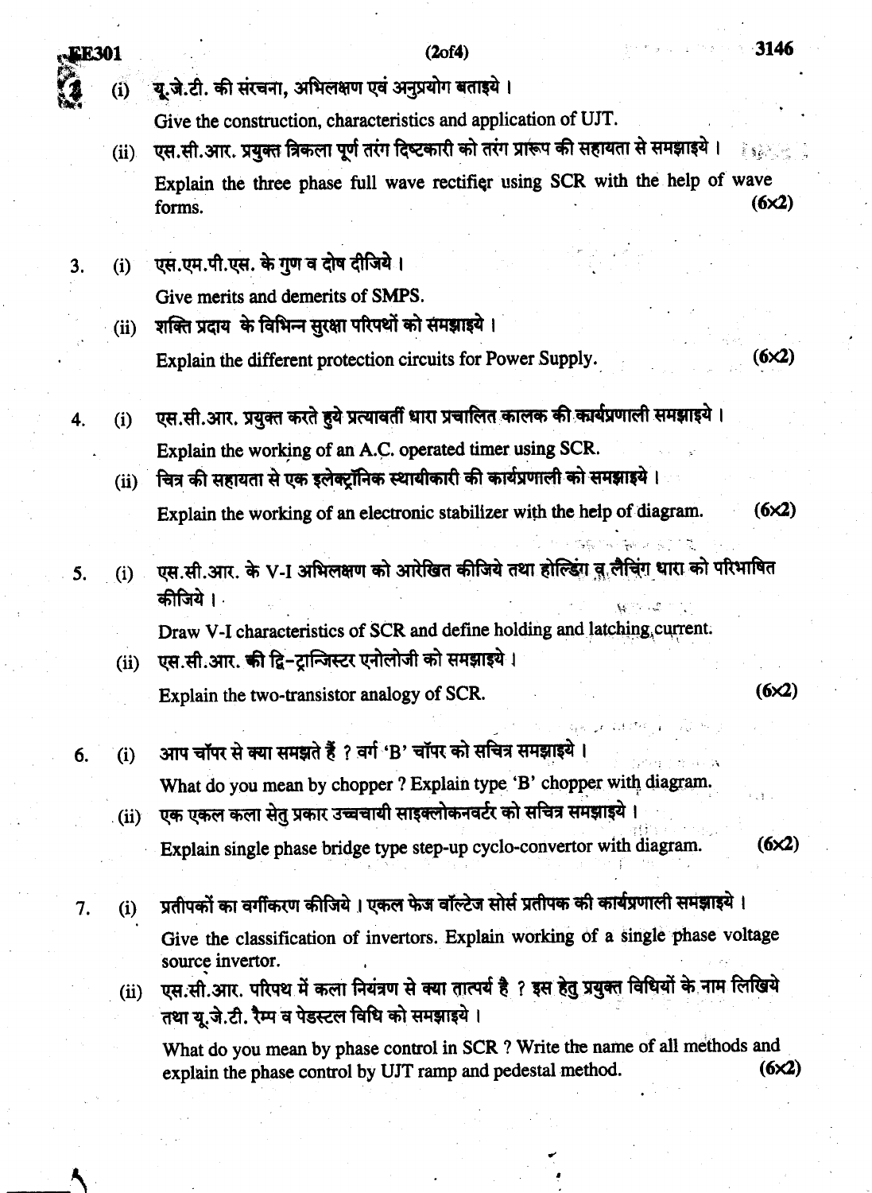2. (i) यू.जे.टी. की संरचना, अभिलक्षण एवं अनुप्रयोग बताइये ।

   Give the construction, characteristics and application of UJT.

   (ii) एस.सी.आर. प्रयुक्त त्रिकला पूर्ण तरंग दिष्टकारी को तरंग प्रारूप की सहायता से समझाइये ।

   Explain the three phase full wave rectifier using SCR with the help of wave forms. (6×2)

3. (i) एस.एम.पी.एस. के गुण व दोष दीजिये ।

   Give merits and demerits of SMPS.

   (ii) शक्ति प्रदाय के विभिन्न सुरक्षा परिपथों को समझाइये ।

   Explain the different protection circuits for Power Supply. (6×2)

4. (i) एस.सी.आर. प्रयुक्त करते हुये प्रत्यावर्ती धारा प्रचालित कालक की कार्यप्रणाली समझाइये ।

   Explain the working of an A.C. operated timer using SCR.

   (ii) चित्र की सहायता से एक इलेक्ट्रॉनिक स्थायीकारी की कार्यप्रणाली को समझाइये ।

   Explain the working of an electronic stabilizer with the help of diagram. (6×2)

5. (i) एस.सी.आर. के V-I अभिलक्षण को आरेखित कीजिये तथा होल्डिंग व लैचिंग धारा को परिभाषित कीजिये ।

   Draw V-I characteristics of SCR and define holding and latching current.

   (ii) एस.सी.आर. की द्वि-ट्रान्जिस्टर एनोलोजी को समझाइये ।

   Explain the two-transistor analogy of SCR. (6×2)

6. (i) आप चॉपर से क्या समझते हैं ? वर्ग 'B' चॉपर को सचित्र समझाइये ।

   What do you mean by chopper ? Explain type 'B' chopper with diagram.

   (ii) एक एकल कला सेतु प्रकार उच्चचायी साइक्लोकनवर्टर को सचित्र समझाइये ।

   Explain single phase bridge type step-up cyclo-convertor with diagram. (6×2)

7. (i) प्रतीपकों का वर्गीकरण कीजिये । एकल फेज वॉल्टेज सोर्स प्रतीपक की कार्यप्रणाली समझाइये ।

   Give the classification of invertors. Explain working of a single phase voltage source invertor.

   (ii) एस.सी.आर. परिपथ में कला नियंत्रण से क्या तात्पर्य है ? इस हेतु प्रयुक्त विधियों के नाम लिखिये तथा यू.जे.टी. रैम्प व पेडस्टल विधि को समझाइये ।

   What do you mean by phase control in SCR ? Write the name of all methods and explain the phase control by UJT ramp and pedestal method. (6×2)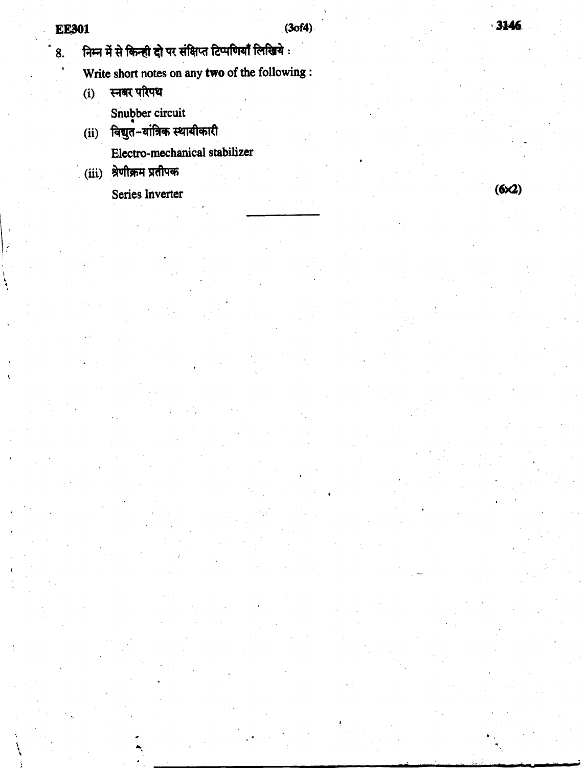8. निम्न में से किन्ही **दो** पर संक्षिप्त टिप्पणियाँ लिखिये :

   Write short notes on any **two** of the following :

   (i) स्नबर परिपथ

   Snubber circuit

   (ii) विद्युत-यांत्रिक स्थायीकारी

   Electro-mechanical stabilizer

   (iii) श्रेणीक्रम प्रतीपक

   Series Inverter

   (6×2)